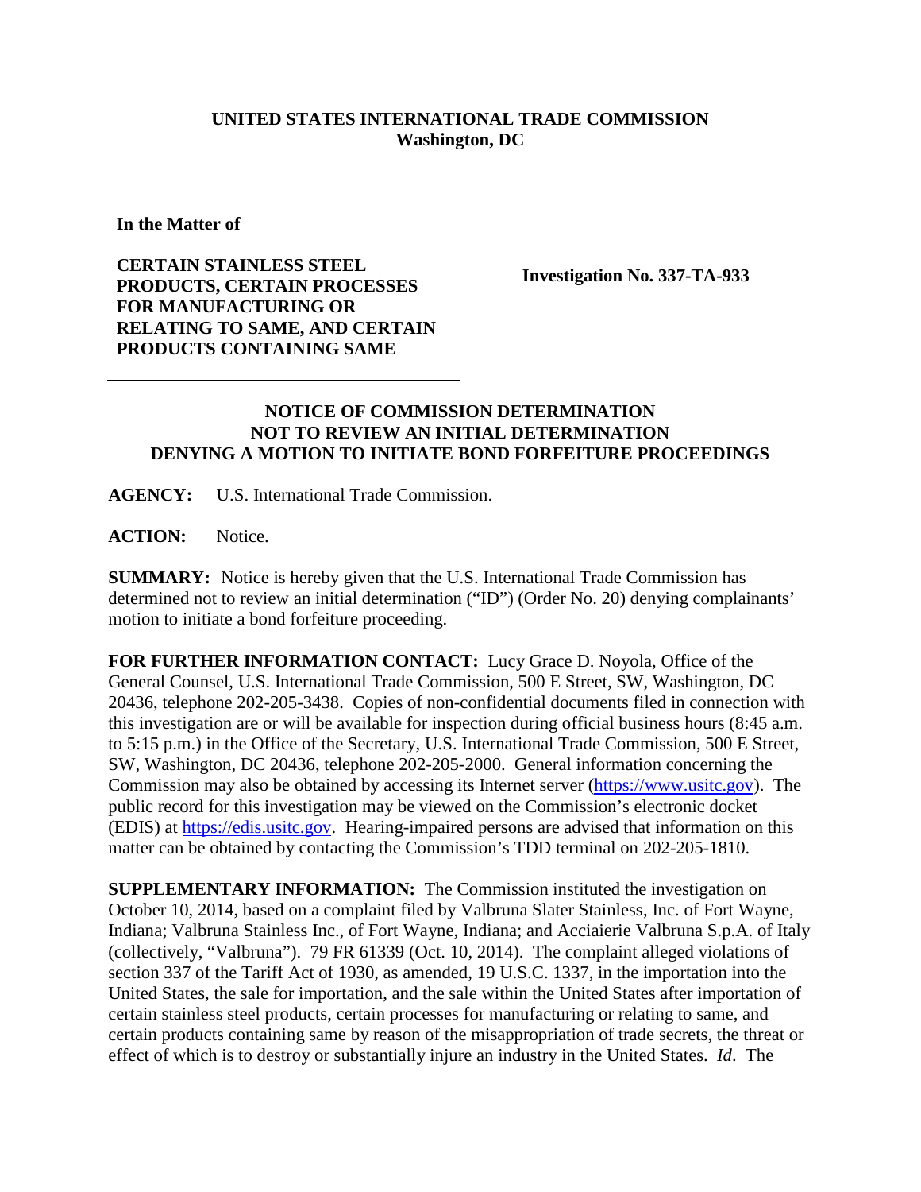**UNITED STATES INTERNATIONAL TRADE COMMISSION**
**Washington, DC**

| In the Matter of | |
|---|---|
| **CERTAIN STAINLESS STEEL PRODUCTS, CERTAIN PROCESSES FOR MANUFACTURING OR RELATING TO SAME, AND CERTAIN PRODUCTS CONTAINING SAME** | **Investigation No. 337-TA-933** |

## NOTICE OF COMMISSION DETERMINATION NOT TO REVIEW AN INITIAL DETERMINATION DENYING A MOTION TO INITIATE BOND FORFEITURE PROCEEDINGS

**AGENCY:** U.S. International Trade Commission.

**ACTION:** Notice.

**SUMMARY:** Notice is hereby given that the U.S. International Trade Commission has determined not to review an initial determination ("ID") (Order No. 20) denying complainants' motion to initiate a bond forfeiture proceeding.

**FOR FURTHER INFORMATION CONTACT:** Lucy Grace D. Noyola, Office of the General Counsel, U.S. International Trade Commission, 500 E Street, SW, Washington, DC 20436, telephone 202-205-3438. Copies of non-confidential documents filed in connection with this investigation are or will be available for inspection during official business hours (8:45 a.m. to 5:15 p.m.) in the Office of the Secretary, U.S. International Trade Commission, 500 E Street, SW, Washington, DC 20436, telephone 202-205-2000. General information concerning the Commission may also be obtained by accessing its Internet server (https://www.usitc.gov). The public record for this investigation may be viewed on the Commission's electronic docket (EDIS) at https://edis.usitc.gov. Hearing-impaired persons are advised that information on this matter can be obtained by contacting the Commission's TDD terminal on 202-205-1810.

**SUPPLEMENTARY INFORMATION:** The Commission instituted the investigation on October 10, 2014, based on a complaint filed by Valbruna Slater Stainless, Inc. of Fort Wayne, Indiana; Valbruna Stainless Inc., of Fort Wayne, Indiana; and Acciaierie Valbruna S.p.A. of Italy (collectively, "Valbruna"). 79 FR 61339 (Oct. 10, 2014). The complaint alleged violations of section 337 of the Tariff Act of 1930, as amended, 19 U.S.C. 1337, in the importation into the United States, the sale for importation, and the sale within the United States after importation of certain stainless steel products, certain processes for manufacturing or relating to same, and certain products containing same by reason of the misappropriation of trade secrets, the threat or effect of which is to destroy or substantially injure an industry in the United States. *Id*. The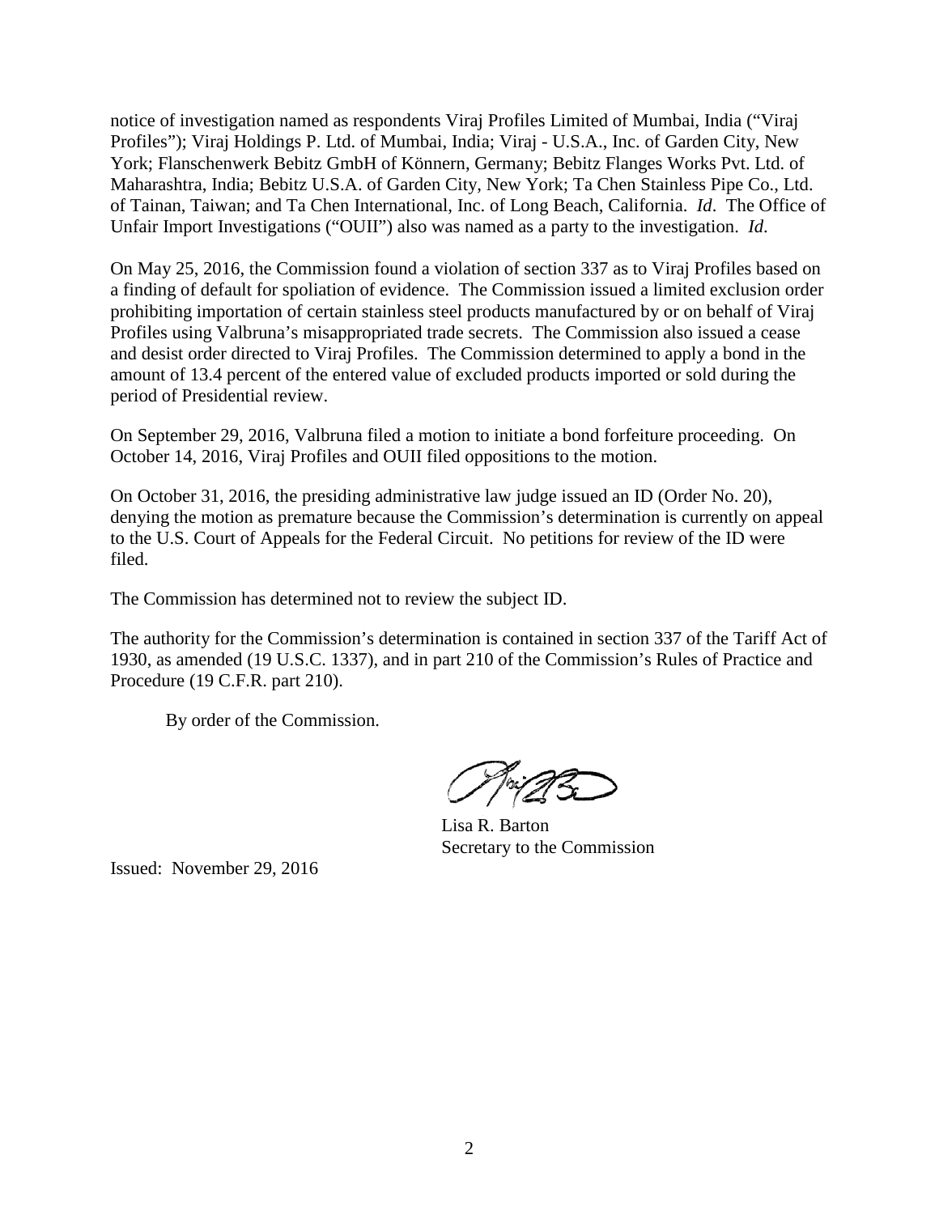notice of investigation named as respondents Viraj Profiles Limited of Mumbai, India ("Viraj Profiles"); Viraj Holdings P. Ltd. of Mumbai, India; Viraj - U.S.A., Inc. of Garden City, New York; Flanschenwerk Bebitz GmbH of Könnern, Germany; Bebitz Flanges Works Pvt. Ltd. of Maharashtra, India; Bebitz U.S.A. of Garden City, New York; Ta Chen Stainless Pipe Co., Ltd. of Tainan, Taiwan; and Ta Chen International, Inc. of Long Beach, California. *Id*. The Office of Unfair Import Investigations ("OUII") also was named as a party to the investigation. *Id*.

On May 25, 2016, the Commission found a violation of section 337 as to Viraj Profiles based on a finding of default for spoliation of evidence. The Commission issued a limited exclusion order prohibiting importation of certain stainless steel products manufactured by or on behalf of Viraj Profiles using Valbruna's misappropriated trade secrets. The Commission also issued a cease and desist order directed to Viraj Profiles. The Commission determined to apply a bond in the amount of 13.4 percent of the entered value of excluded products imported or sold during the period of Presidential review.

On September 29, 2016, Valbruna filed a motion to initiate a bond forfeiture proceeding. On October 14, 2016, Viraj Profiles and OUII filed oppositions to the motion.

On October 31, 2016, the presiding administrative law judge issued an ID (Order No. 20), denying the motion as premature because the Commission's determination is currently on appeal to the U.S. Court of Appeals for the Federal Circuit. No petitions for review of the ID were filed.

The Commission has determined not to review the subject ID.

The authority for the Commission's determination is contained in section 337 of the Tariff Act of 1930, as amended (19 U.S.C. 1337), and in part 210 of the Commission's Rules of Practice and Procedure (19 C.F.R. part 210).

By order of the Commission.

Lisa R. Barton
Secretary to the Commission

Issued: November 29, 2016